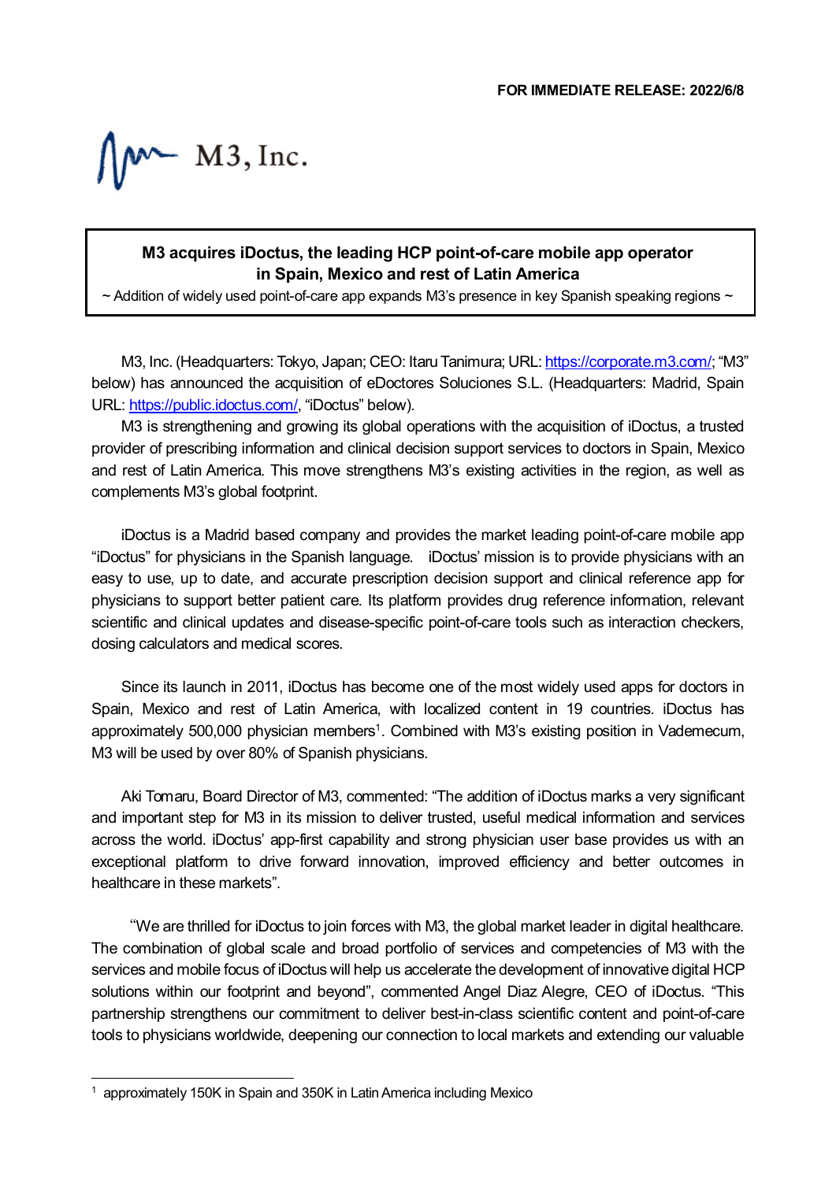**FOR IMMEDIATE RELEASE: 2022/6/8**

M3, Inc.

# M3 acquires iDoctus, the leading HCP point-of-care mobile app operator in Spain, Mexico and rest of Latin America

~ Addition of widely used point-of-care app expands M3's presence in key Spanish speaking regions ~

M3, Inc. (Headquarters: Tokyo, Japan; CEO: Itaru Tanimura; URL: https://corporate.m3.com/; "M3" below) has announced the acquisition of eDoctores Soluciones S.L. (Headquarters: Madrid, Spain URL: https://public.idoctus.com/, "iDoctus" below).

M3 is strengthening and growing its global operations with the acquisition of iDoctus, a trusted provider of prescribing information and clinical decision support services to doctors in Spain, Mexico and rest of Latin America. This move strengthens M3's existing activities in the region, as well as complements M3's global footprint.

iDoctus is a Madrid based company and provides the market leading point-of-care mobile app "iDoctus" for physicians in the Spanish language. iDoctus' mission is to provide physicians with an easy to use, up to date, and accurate prescription decision support and clinical reference app for physicians to support better patient care. Its platform provides drug reference information, relevant scientific and clinical updates and disease-specific point-of-care tools such as interaction checkers, dosing calculators and medical scores.

Since its launch in 2011, iDoctus has become one of the most widely used apps for doctors in Spain, Mexico and rest of Latin America, with localized content in 19 countries. iDoctus has approximately 500,000 physician members[1]. Combined with M3's existing position in Vademecum, M3 will be used by over 80% of Spanish physicians.

Aki Tomaru, Board Director of M3, commented: "The addition of iDoctus marks a very significant and important step for M3 in its mission to deliver trusted, useful medical information and services across the world. iDoctus' app-first capability and strong physician user base provides us with an exceptional platform to drive forward innovation, improved efficiency and better outcomes in healthcare in these markets".

"We are thrilled for iDoctus to join forces with M3, the global market leader in digital healthcare. The combination of global scale and broad portfolio of services and competencies of M3 with the services and mobile focus of iDoctus will help us accelerate the development of innovative digital HCP solutions within our footprint and beyond", commented Angel Diaz Alegre, CEO of iDoctus. "This partnership strengthens our commitment to deliver best-in-class scientific content and point-of-care tools to physicians worldwide, deepening our connection to local markets and extending our valuable

[1] approximately 150K in Spain and 350K in Latin America including Mexico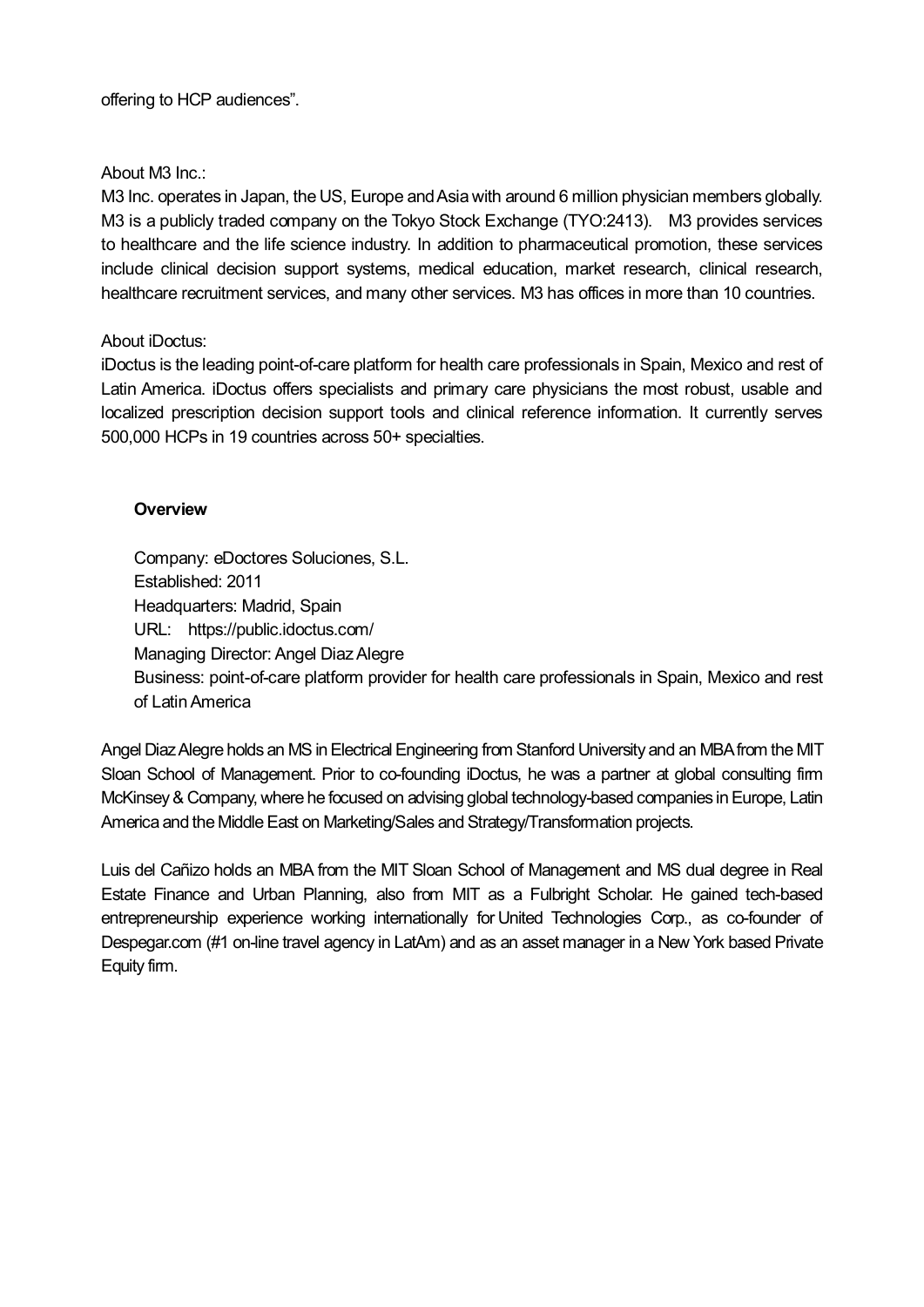offering to HCP audiences".

About M3 Inc.:

M3 Inc. operates in Japan, the US, Europe and Asia with around 6 million physician members globally. M3 is a publicly traded company on the Tokyo Stock Exchange (TYO:2413). M3 provides services to healthcare and the life science industry. In addition to pharmaceutical promotion, these services include clinical decision support systems, medical education, market research, clinical research, healthcare recruitment services, and many other services. M3 has offices in more than 10 countries.

About iDoctus:

iDoctus is the leading point-of-care platform for health care professionals in Spain, Mexico and rest of Latin America. iDoctus offers specialists and primary care physicians the most robust, usable and localized prescription decision support tools and clinical reference information. It currently serves 500,000 HCPs in 19 countries across 50+ specialties.

**Overview**

Company: eDoctores Soluciones, S.L.
Established: 2011
Headquarters: Madrid, Spain
URL: https://public.idoctus.com/
Managing Director: Angel Diaz Alegre
Business: point-of-care platform provider for health care professionals in Spain, Mexico and rest of Latin America

Angel Diaz Alegre holds an MS in Electrical Engineering from Stanford University and an MBA from the MIT Sloan School of Management. Prior to co-founding iDoctus, he was a partner at global consulting firm McKinsey & Company, where he focused on advising global technology-based companies in Europe, Latin America and the Middle East on Marketing/Sales and Strategy/Transformation projects.

Luis del Cañizo holds an MBA from the MIT Sloan School of Management and MS dual degree in Real Estate Finance and Urban Planning, also from MIT as a Fulbright Scholar. He gained tech-based entrepreneurship experience working internationally for United Technologies Corp., as co-founder of Despegar.com (#1 on-line travel agency in LatAm) and as an asset manager in a New York based Private Equity firm.